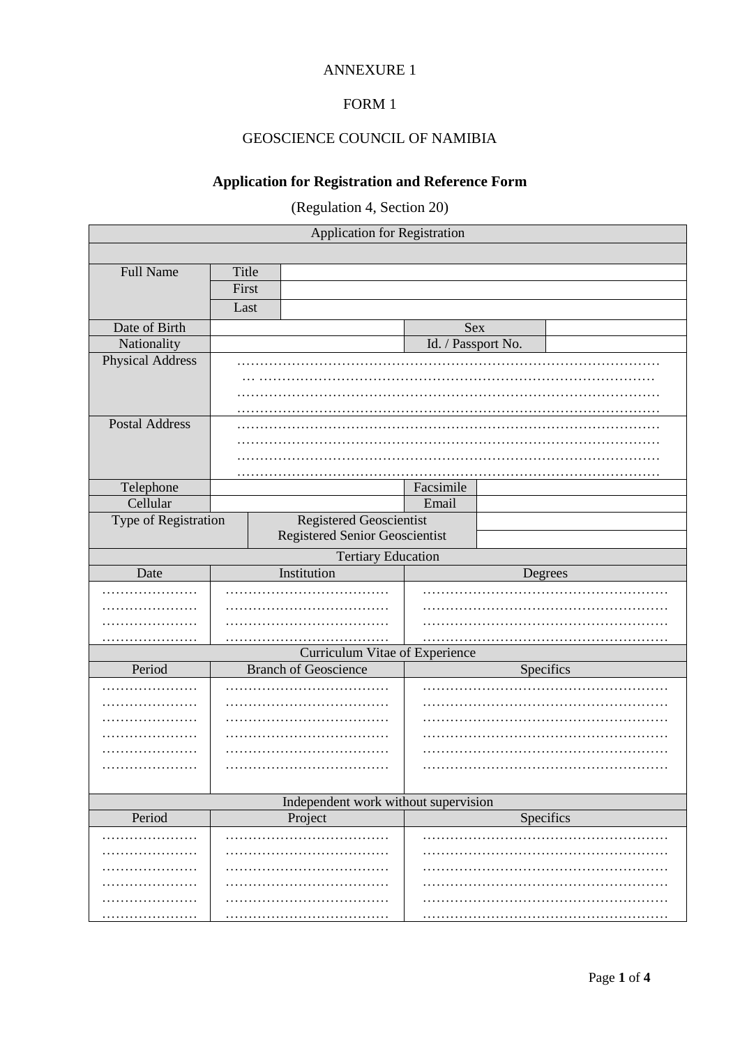ANNEXURE 1

FORM 1

GEOSCIENCE COUNCIL OF NAMIBIA

## Application for Registration and Reference Form

(Regulation 4, Section 20)

| Application for Registration | | | | |
|---|---|---|---|---|
| | | | | |
| Full Name | Title | | | |
| | First | | | |
| | Last | | | |
| Date of Birth | | | Sex | |
| Nationality | | | Id. / Passport No. | |
| Physical Address | ……………………………………………………………………………… … ……………………………………………………………………………… ……………………………………………………………………………… ……………………………………………………………………………… | | | |
| Postal Address | ……………………………………………………………………………… ……………………………………………………………………………… ……………………………………………………………………………… ……………………………………………………………………………… | | | |
| Telephone | | | Facsimile | |
| Cellular | | | Email | |
| Type of Registration | Registered Geoscientist | | | |
| | Registered Senior Geoscientist | | | |

| Tertiary Education | | |
|---|---|---|
| Date | Institution | Degrees |
| ………………… | ……………………………… | ……………………………………………… |
| ………………… | ……………………………… | ……………………………………………… |
| ………………… | ……………………………… | ……………………………………………… |
| ………………… | ……………………………… | ……………………………………………… |

| Curriculum Vitae of Experience | | |
|---|---|---|
| Period | Branch of Geoscience | Specifics |
| ………………… | ……………………………… | ……………………………………………… |
| ………………… | ……………………………… | ……………………………………………… |
| ………………… | ……………………………… | ……………………………………………… |
| ………………… | ……………………………… | ……………………………………………… |
| ………………… | ……………………………… | ……………………………………………… |
| ………………… | ……………………………… | ……………………………………………… |

| Independent work without supervision | | |
|---|---|---|
| Period | Project | Specifics |
| ………………… | ……………………………… | ……………………………………………… |
| ………………… | ……………………………… | ……………………………………………… |
| ………………… | ……………………………… | ……………………………………………… |
| ………………… | ……………………………… | ……………………………………………… |
| ………………… | ……………………………… | ……………………………………………… |
| ………………… | ……………………………… | ……………………………………………… |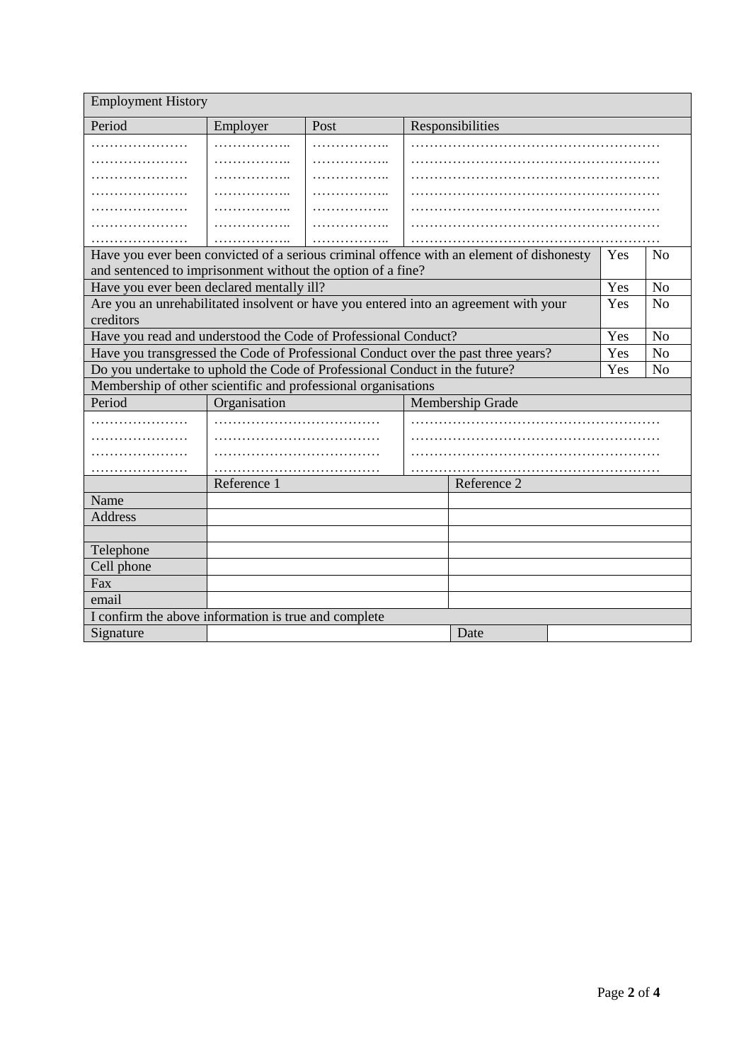| Employment History | | | |
|---|---|---|---|
| Period | Employer | Post | Responsibilities |
| ………………… | …………….. | …………….. | ……………………………………………… |
| ………………… | …………….. | …………….. | ……………………………………………… |
| ………………… | …………….. | …………….. | ……………………………………………… |
| ………………… | …………….. | …………….. | ……………………………………………… |
| ………………… | …………….. | …………….. | ……………………………………………… |
| ………………… | …………….. | …………….. | ……………………………………………… |
| ………………… | …………….. | …………….. | ……………………………………………… |

| Question | | |
|---|---|---|
| Have you ever been convicted of a serious criminal offence with an element of dishonesty and sentenced to imprisonment without the option of a fine? | Yes | No |
| Have you ever been declared mentally ill? | Yes | No |
| Are you an unrehabilitated insolvent or have you entered into an agreement with your creditors | Yes | No |
| Have you read and understood the Code of Professional Conduct? | Yes | No |
| Have you transgressed the Code of Professional Conduct over the past three years? | Yes | No |
| Do you undertake to uphold the Code of Professional Conduct in the future? | Yes | No |

| Membership of other scientific and professional organisations | | |
|---|---|---|
| Period | Organisation | Membership Grade |
| ………………… | ……………………………… | ……………………………………………… |
| ………………… | ……………………………… | ……………………………………………… |
| ………………… | ……………………………… | ……………………………………………… |
| ………………… | ……………………………… | ……………………………………………… |

| | Reference 1 | Reference 2 |
|---|---|---|
| Name | | |
| Address | | |
| | | |
| Telephone | | |
| Cell phone | | |
| Fax | | |
| email | | |

I confirm the above information is true and complete

| Signature | | Date | |
|---|---|---|---|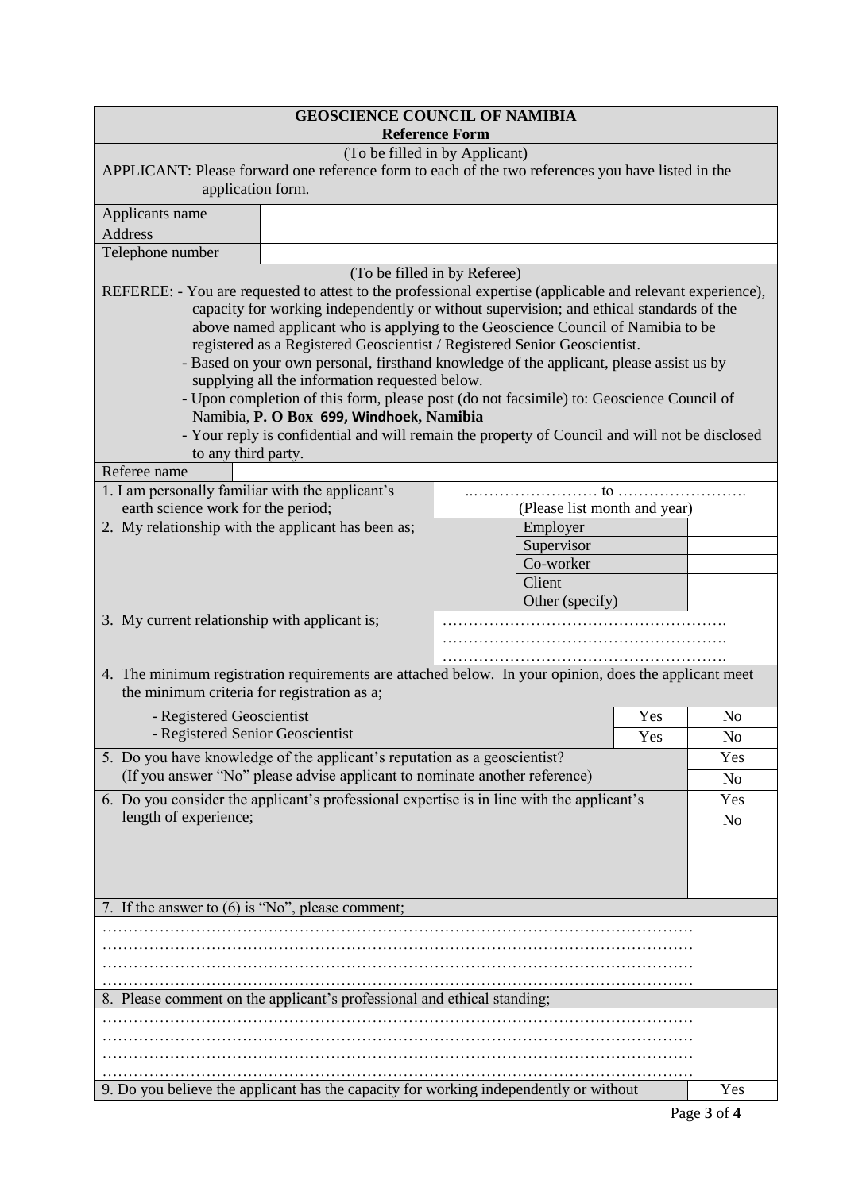# GEOSCIENCE COUNCIL OF NAMIBIA

## Reference Form

(To be filled in by Applicant)

APPLICANT: Please forward one reference form to each of the two references you have listed in the application form.

| | |
|---|---|
| Applicants name | |
| Address | |
| Telephone number | |

(To be filled in by Referee)

REFEREE: - You are requested to attest to the professional expertise (applicable and relevant experience), capacity for working independently or without supervision; and ethical standards of the above named applicant who is applying to the Geoscience Council of Namibia to be registered as a Registered Geoscientist / Registered Senior Geoscientist.

- Based on your own personal, firsthand knowledge of the applicant, please assist us by supplying all the information requested below.
- Upon completion of this form, please post (do not facsimile) to: Geoscience Council of Namibia, **P. O Box 699, Windhoek, Namibia**
- Your reply is confidential and will remain the property of Council and will not be disclosed to any third party.

| | |
|---|---|
| Referee name | |
| 1. I am personally familiar with the applicant's earth science work for the period; | .…………………… to …………………… (Please list month and year) |

| | | |
|---|---|---|
| 2. My relationship with the applicant has been as; | Employer | |
| | Supervisor | |
| | Co-worker | |
| | Client | |
| | Other (specify) | |

| | |
|---|---|
| 3. My current relationship with applicant is; | ……………………………………………… ……………………………………………… ……………………………………………… |

4. The minimum registration requirements are attached below. In your opinion, does the applicant meet the minimum criteria for registration as a;

| | | |
|---|---|---|
| - Registered Geoscientist | Yes | No |
| - Registered Senior Geoscientist | Yes | No |

| | |
|---|---|
| 5. Do you have knowledge of the applicant's reputation as a geoscientist? (If you answer "No" please advise applicant to nominate another reference) | Yes / No |
| 6. Do you consider the applicant's professional expertise is in line with the applicant's length of experience; | Yes / No |

7. If the answer to (6) is "No", please comment;

…………………………………………………………………………………………………
…………………………………………………………………………………………………
…………………………………………………………………………………………………
…………………………………………………………………………………………………

8. Please comment on the applicant's professional and ethical standing;

…………………………………………………………………………………………………
…………………………………………………………………………………………………
…………………………………………………………………………………………………
…………………………………………………………………………………………………

| | |
|---|---|
| 9. Do you believe the applicant has the capacity for working independently or without | Yes |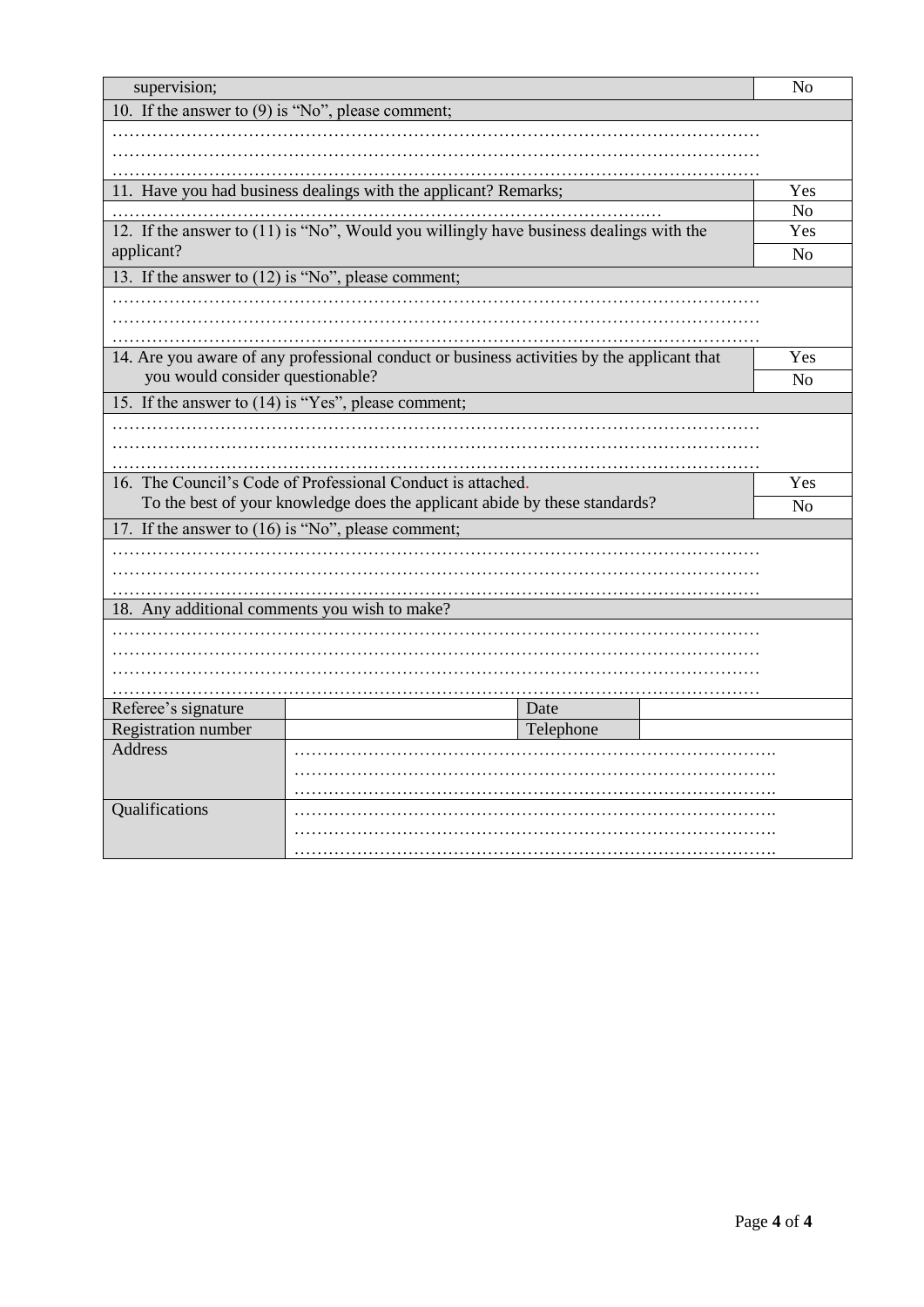| | |
|---|---|
| supervision; | No |
| 10. If the answer to (9) is "No", please comment; | |
| …………………………………………………………………………………………………… …………………………………………………………………………………………………… …………………………………………………………………………………………………… | |
| 11. Have you had business dealings with the applicant? Remarks; | Yes |
| ……………………………………………………………………………………… | No |
| 12. If the answer to (11) is "No", Would you willingly have business dealings with the applicant? | Yes / No |
| 13. If the answer to (12) is "No", please comment; | |
| …………………………………………………………………………………………………… …………………………………………………………………………………………………… …………………………………………………………………………………………………… | |
| 14. Are you aware of any professional conduct or business activities by the applicant that you would consider questionable? | Yes / No |
| 15. If the answer to (14) is "Yes", please comment; | |
| …………………………………………………………………………………………………… …………………………………………………………………………………………………… …………………………………………………………………………………………………… | |
| 16. The Council's Code of Professional Conduct is attached. To the best of your knowledge does the applicant abide by these standards? | Yes / No |
| 17. If the answer to (16) is "No", please comment; | |
| …………………………………………………………………………………………………… …………………………………………………………………………………………………… …………………………………………………………………………………………………… | |
| 18. Any additional comments you wish to make? | |
| …………………………………………………………………………………………………… …………………………………………………………………………………………………… …………………………………………………………………………………………………… …………………………………………………………………………………………………… | |

| | | | |
|---|---|---|---|
| Referee's signature | | Date | |
| Registration number | | Telephone | |
| Address | ………………………………………………………………………… ………………………………………………………………………… ………………………………………………………………………… | | |
| Qualifications | ………………………………………………………………………… ………………………………………………………………………… ………………………………………………………………………… | | |